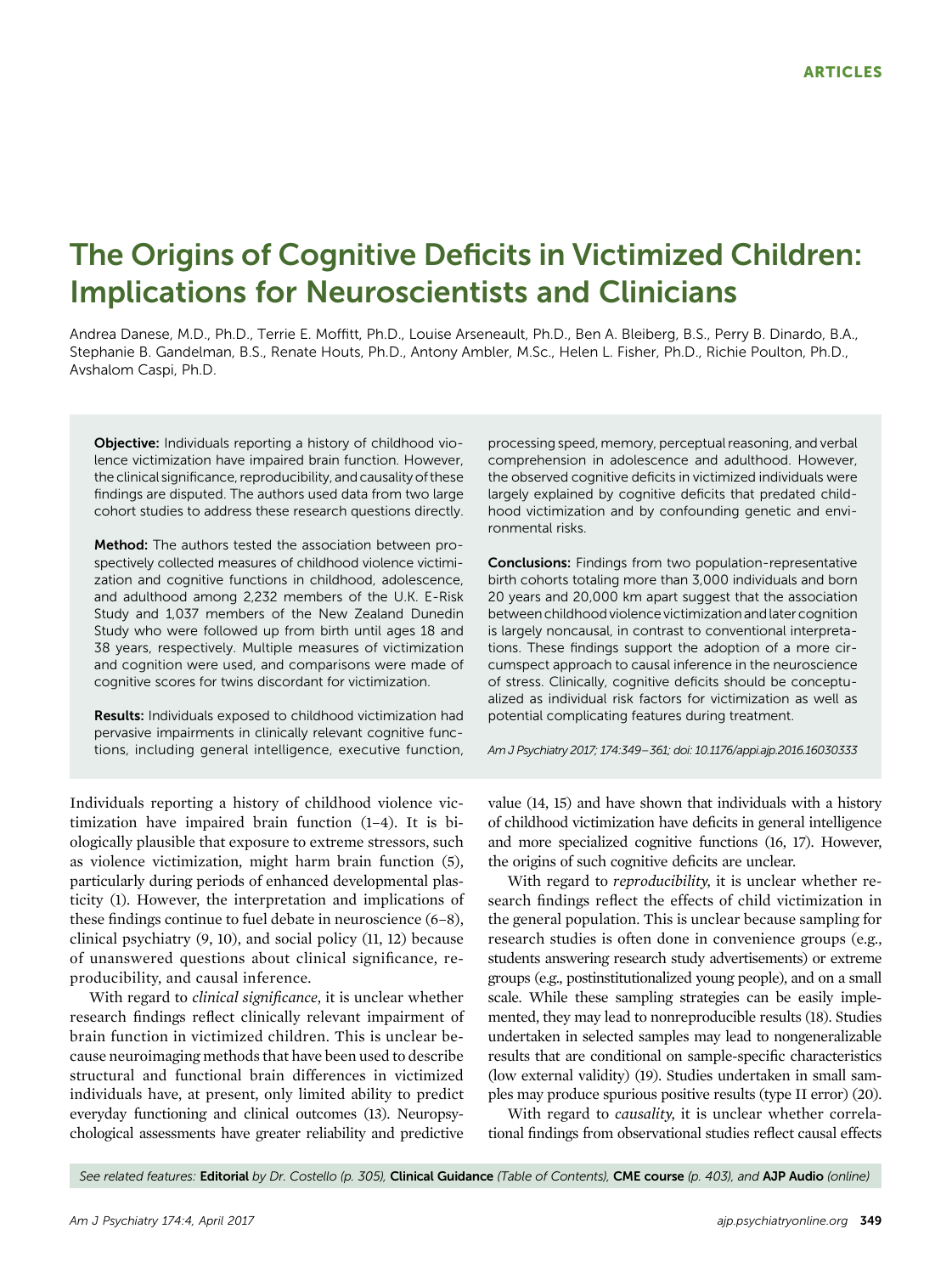ARTICLES

# The Origins of Cognitive Deficits in Victimized Children: Implications for Neuroscientists and Clinicians

Andrea Danese, M.D., Ph.D., Terrie E. Moffitt, Ph.D., Louise Arseneault, Ph.D., Ben A. Bleiberg, B.S., Perry B. Dinardo, B.A., Stephanie B. Gandelman, B.S., Renate Houts, Ph.D., Antony Ambler, M.Sc., Helen L. Fisher, Ph.D., Richie Poulton, Ph.D., Avshalom Caspi, Ph.D.

**Objective:** Individuals reporting a history of childhood violence victimization have impaired brain function. However, the clinical significance, reproducibility, and causality of these findings are disputed. The authors used data from two large cohort studies to address these research questions directly.

**Method:** The authors tested the association between prospectively collected measures of childhood violence victimization and cognitive functions in childhood, adolescence, and adulthood among 2,232 members of the U.K. E-Risk Study and 1,037 members of the New Zealand Dunedin Study who were followed up from birth until ages 18 and 38 years, respectively. Multiple measures of victimization and cognition were used, and comparisons were made of cognitive scores for twins discordant for victimization.

**Results:** Individuals exposed to childhood victimization had pervasive impairments in clinically relevant cognitive functions, including general intelligence, executive function, processing speed, memory, perceptual reasoning, and verbal comprehension in adolescence and adulthood. However, the observed cognitive deficits in victimized individuals were largely explained by cognitive deficits that predated childhood victimization and by confounding genetic and environmental risks.

**Conclusions:** Findings from two population-representative birth cohorts totaling more than 3,000 individuals and born 20 years and 20,000 km apart suggest that the association between childhood violence victimization and later cognition is largely noncausal, in contrast to conventional interpretations. These findings support the adoption of a more circumspect approach to causal inference in the neuroscience of stress. Clinically, cognitive deficits should be conceptualized as individual risk factors for victimization as well as potential complicating features during treatment.

*Am J Psychiatry 2017; 174:349–361; doi: 10.1176/appi.ajp.2016.16030333*

Individuals reporting a history of childhood violence victimization have impaired brain function (1–4). It is biologically plausible that exposure to extreme stressors, such as violence victimization, might harm brain function (5), particularly during periods of enhanced developmental plasticity (1). However, the interpretation and implications of these findings continue to fuel debate in neuroscience (6–8), clinical psychiatry (9, 10), and social policy (11, 12) because of unanswered questions about clinical significance, reproducibility, and causal inference.

With regard to *clinical significance*, it is unclear whether research findings reflect clinically relevant impairment of brain function in victimized children. This is unclear because neuroimaging methods that have been used to describe structural and functional brain differences in victimized individuals have, at present, only limited ability to predict everyday functioning and clinical outcomes (13). Neuropsychological assessments have greater reliability and predictive value (14, 15) and have shown that individuals with a history of childhood victimization have deficits in general intelligence and more specialized cognitive functions (16, 17). However, the origins of such cognitive deficits are unclear.

With regard to *reproducibility*, it is unclear whether research findings reflect the effects of child victimization in the general population. This is unclear because sampling for research studies is often done in convenience groups (e.g., students answering research study advertisements) or extreme groups (e.g., postinstitutionalized young people), and on a small scale. While these sampling strategies can be easily implemented, they may lead to nonreproducible results (18). Studies undertaken in selected samples may lead to nongeneralizable results that are conditional on sample-specific characteristics (low external validity) (19). Studies undertaken in small samples may produce spurious positive results (type II error) (20).

With regard to *causality*, it is unclear whether correlational findings from observational studies reflect causal effects

*See related features:* **Editorial** *by Dr. Costello (p. 305),* **Clinical Guidance** *(Table of Contents),* **CME course** *(p. 403), and* **AJP Audio** *(online)*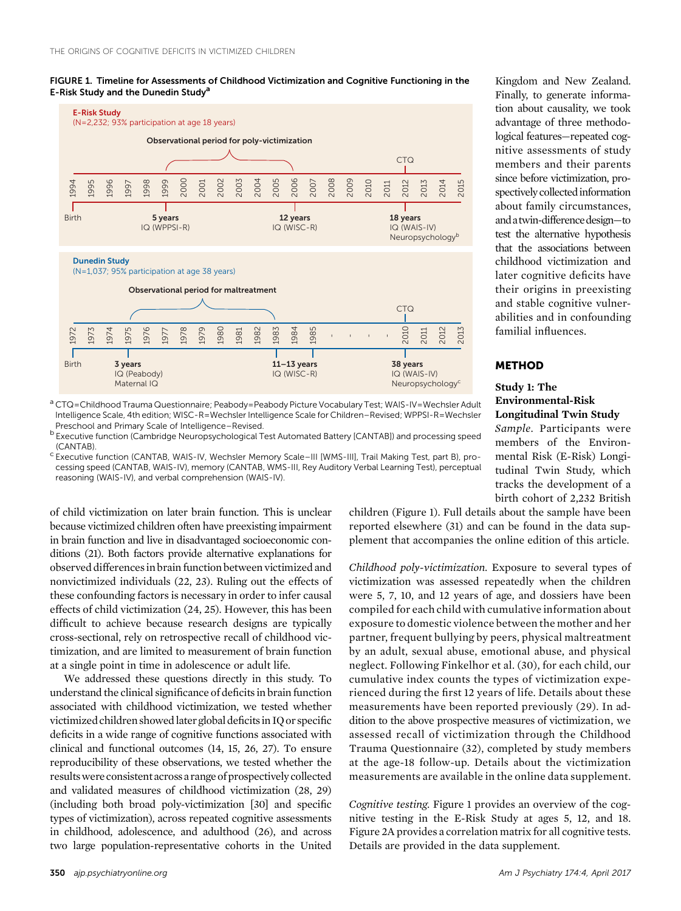**FIGURE 1. Timeline for Assessments of Childhood Victimization and Cognitive Functioning in the E-Risk Study and the Dunedin Study[a]**

E-Risk Study
(N=2,232; 93% participation at age 18 years)

Observational period for poly-victimization

CTQ

1994 1995 1996 1997 1998 1999 2000 2001 2002 2003 2004 2005 2006 2007 2008 2009 2010 2011 2012 2013 2014 2015

Birth — 5 years IQ (WPPSI-R) — 12 years IQ (WISC-R) — 18 years IQ (WAIS-IV) Neuropsychology[b]

Dunedin Study
(N=1,037; 95% participation at age 38 years)

Observational period for maltreatment

CTQ

1972 1973 1974 1975 1976 1977 1978 1979 1980 1981 1982 1983 1984 1985 . . . . 2010 2011 2012 2013

Birth — 3 years IQ (Peabody) Maternal IQ — 11–13 years IQ (WISC-R) — 38 years IQ (WAIS-IV) Neuropsychology[c]

[a] CTQ=Childhood Trauma Questionnaire; Peabody=Peabody Picture Vocabulary Test; WAIS-IV=Wechsler Adult Intelligence Scale, 4th edition; WISC-R=Wechsler Intelligence Scale for Children–Revised; WPPSI-R=Wechsler Preschool and Primary Scale of Intelligence–Revised.

[b] Executive function (Cambridge Neuropsychological Test Automated Battery [CANTAB]) and processing speed (CANTAB).

[c] Executive function (CANTAB, WAIS-IV, Wechsler Memory Scale–III [WMS-III], Trail Making Test, part B), processing speed (CANTAB, WAIS-IV), memory (CANTAB, WMS-III, Rey Auditory Verbal Learning Test), perceptual reasoning (WAIS-IV), and verbal comprehension (WAIS-IV).

of child victimization on later brain function. This is unclear because victimized children often have preexisting impairment in brain function and live in disadvantaged socioeconomic conditions (21). Both factors provide alternative explanations for observed differences in brain function between victimized and nonvictimized individuals (22, 23). Ruling out the effects of these confounding factors is necessary in order to infer causal effects of child victimization (24, 25). However, this has been difficult to achieve because research designs are typically cross-sectional, rely on retrospective recall of childhood victimization, and are limited to measurement of brain function at a single point in time in adolescence or adult life.

We addressed these questions directly in this study. To understand the clinical significance of deficits in brain function associated with childhood victimization, we tested whether victimized children showed later global deficits in IQ or specific deficits in a wide range of cognitive functions associated with clinical and functional outcomes (14, 15, 26, 27). To ensure reproducibility of these observations, we tested whether the results were consistent across a range of prospectively collected and validated measures of childhood victimization (28, 29) (including both broad poly-victimization [30] and specific types of victimization), across repeated cognitive assessments in childhood, adolescence, and adulthood (26), and across two large population-representative cohorts in the United Kingdom and New Zealand. Finally, to generate information about causality, we took advantage of three methodological features—repeated cognitive assessments of study members and their parents since before victimization, prospectively collected information about family circumstances, and a twin-difference design—to test the alternative hypothesis that the associations between childhood victimization and later cognitive deficits have their origins in preexisting and stable cognitive vulnerabilities and in confounding familial influences.

## METHOD

### Study 1: The Environmental-Risk Longitudinal Twin Study

*Sample.* Participants were members of the Environmental Risk (E-Risk) Longitudinal Twin Study, which tracks the development of a birth cohort of 2,232 British children (Figure 1). Full details about the sample have been reported elsewhere (31) and can be found in the data supplement that accompanies the online edition of this article.

*Childhood poly-victimization.* Exposure to several types of victimization was assessed repeatedly when the children were 5, 7, 10, and 12 years of age, and dossiers have been compiled for each child with cumulative information about exposure to domestic violence between the mother and her partner, frequent bullying by peers, physical maltreatment by an adult, sexual abuse, emotional abuse, and physical neglect. Following Finkelhor et al. (30), for each child, our cumulative index counts the types of victimization experienced during the first 12 years of life. Details about these measurements have been reported previously (29). In addition to the above prospective measures of victimization, we assessed recall of victimization through the Childhood Trauma Questionnaire (32), completed by study members at the age-18 follow-up. Details about the victimization measurements are available in the online data supplement.

*Cognitive testing.* Figure 1 provides an overview of the cognitive testing in the E-Risk Study at ages 5, 12, and 18. Figure 2A provides a correlation matrix for all cognitive tests. Details are provided in the data supplement.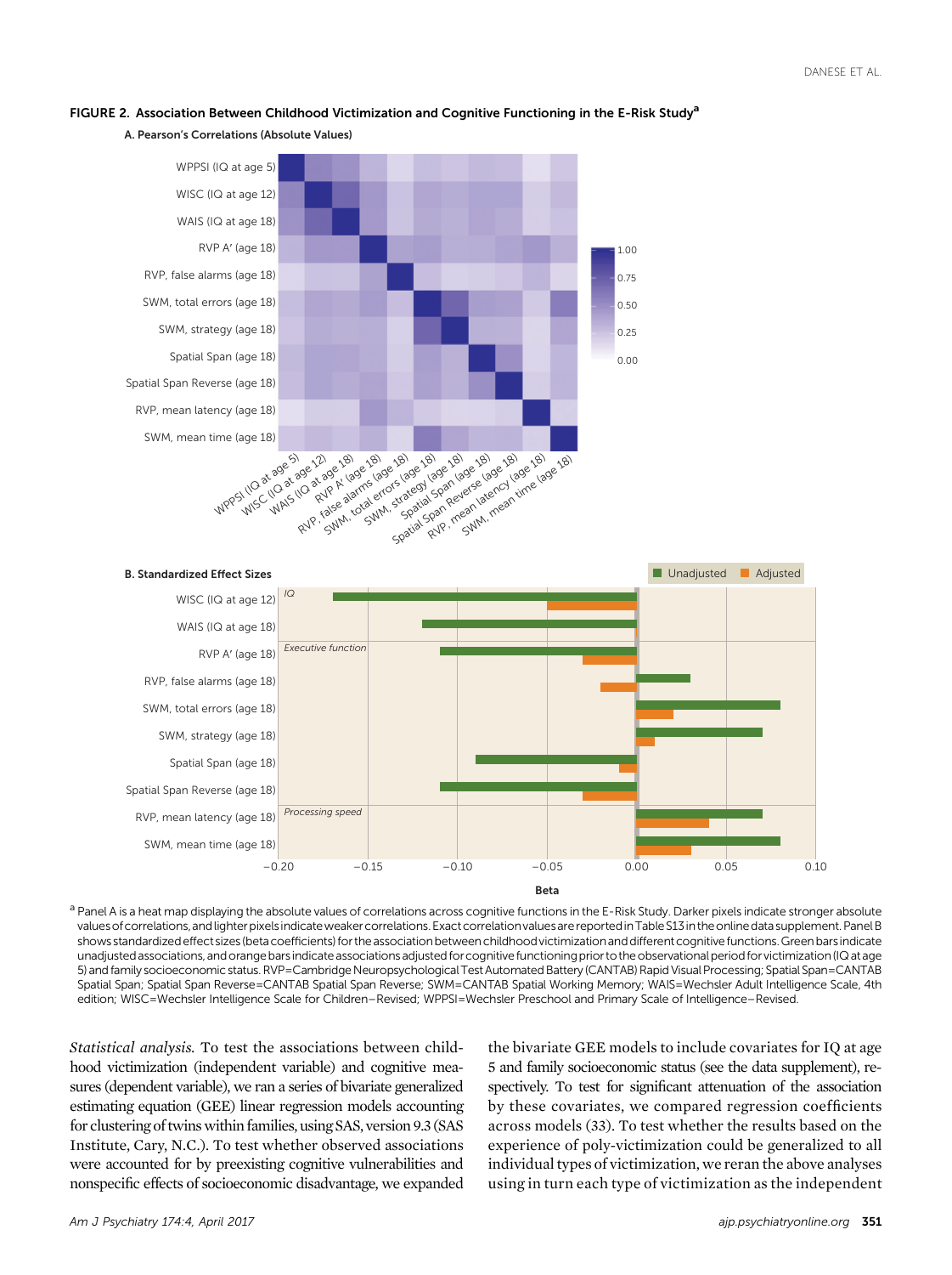**FIGURE 2. Association Between Childhood Victimization and Cognitive Functioning in the E-Risk Study[a]**

A. Pearson's Correlations (Absolute Values)

B. Standardized Effect Sizes

[a] Panel A is a heat map displaying the absolute values of correlations across cognitive functions in the E-Risk Study. Darker pixels indicate stronger absolute values of correlations, and lighter pixels indicate weaker correlations. Exact correlation values are reported in Table S13 in the online data supplement. Panel B shows standardized effect sizes (beta coefficients) for the association between childhood victimization and different cognitive functions. Green bars indicate unadjusted associations, and orange bars indicate associations adjusted for cognitive functioning prior to the observational period for victimization (IQ at age 5) and family socioeconomic status. RVP=Cambridge Neuropsychological Test Automated Battery (CANTAB) Rapid Visual Processing; Spatial Span=CANTAB Spatial Span; Spatial Span Reverse=CANTAB Spatial Span Reverse; SWM=CANTAB Spatial Working Memory; WAIS=Wechsler Adult Intelligence Scale, 4th edition; WISC=Wechsler Intelligence Scale for Children–Revised; WPPSI=Wechsler Preschool and Primary Scale of Intelligence–Revised.

*Statistical analysis.* To test the associations between childhood victimization (independent variable) and cognitive measures (dependent variable), we ran a series of bivariate generalized estimating equation (GEE) linear regression models accounting for clustering of twins within families, using SAS, version 9.3 (SAS Institute, Cary, N.C.). To test whether observed associations were accounted for by preexisting cognitive vulnerabilities and nonspecific effects of socioeconomic disadvantage, we expanded the bivariate GEE models to include covariates for IQ at age 5 and family socioeconomic status (see the data supplement), respectively. To test for significant attenuation of the association by these covariates, we compared regression coefficients across models (33). To test whether the results based on the experience of poly-victimization could be generalized to all individual types of victimization, we reran the above analyses using in turn each type of victimization as the independent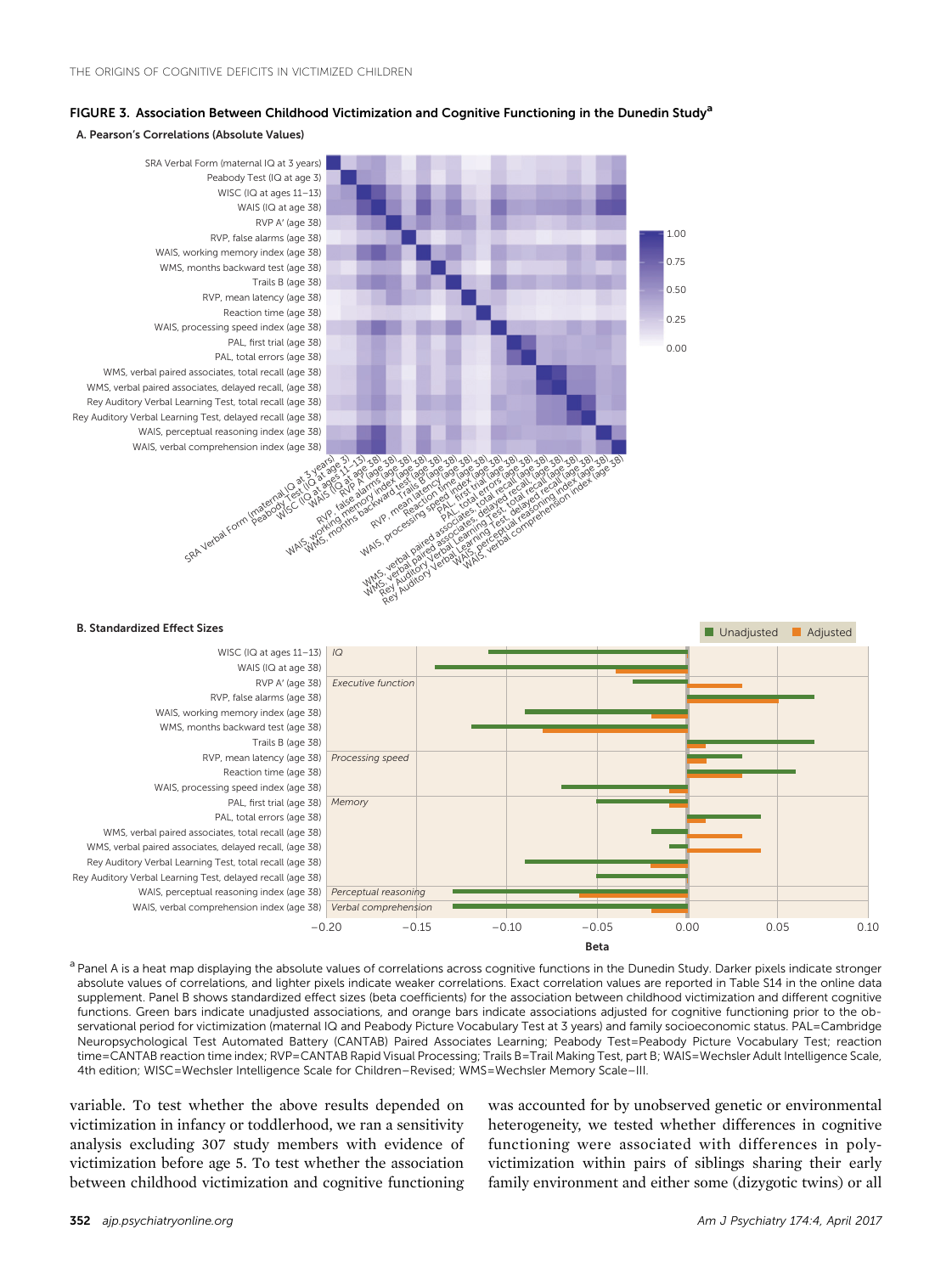**FIGURE 3. Association Between Childhood Victimization and Cognitive Functioning in the Dunedin Study**[a]

A. Pearson's Correlations (Absolute Values)

B. Standardized Effect Sizes

[a] Panel A is a heat map displaying the absolute values of correlations across cognitive functions in the Dunedin Study. Darker pixels indicate stronger absolute values of correlations, and lighter pixels indicate weaker correlations. Exact correlation values are reported in Table S14 in the online data supplement. Panel B shows standardized effect sizes (beta coefficients) for the association between childhood victimization and different cognitive functions. Green bars indicate unadjusted associations, and orange bars indicate associations adjusted for cognitive functioning prior to the observational period for victimization (maternal IQ and Peabody Picture Vocabulary Test at 3 years) and family socioeconomic status. PAL=Cambridge Neuropsychological Test Automated Battery (CANTAB) Paired Associates Learning; Peabody Test=Peabody Picture Vocabulary Test; reaction time=CANTAB reaction time index; RVP=CANTAB Rapid Visual Processing; Trails B=Trail Making Test, part B; WAIS=Wechsler Adult Intelligence Scale, 4th edition; WISC=Wechsler Intelligence Scale for Children–Revised; WMS=Wechsler Memory Scale–III.

variable. To test whether the above results depended on victimization in infancy or toddlerhood, we ran a sensitivity analysis excluding 307 study members with evidence of victimization before age 5. To test whether the association between childhood victimization and cognitive functioning was accounted for by unobserved genetic or environmental heterogeneity, we tested whether differences in cognitive functioning were associated with differences in polyvictimization within pairs of siblings sharing their early family environment and either some (dizygotic twins) or all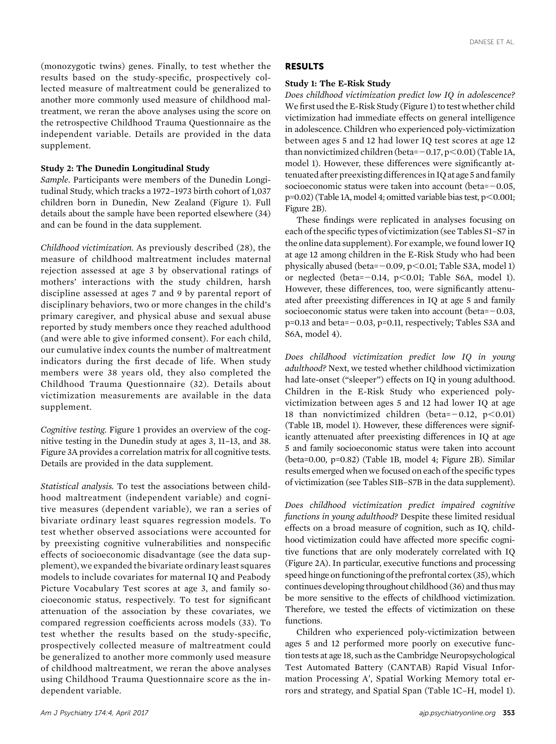(monozygotic twins) genes. Finally, to test whether the results based on the study-specific, prospectively collected measure of maltreatment could be generalized to another more commonly used measure of childhood maltreatment, we reran the above analyses using the score on the retrospective Childhood Trauma Questionnaire as the independent variable. Details are provided in the data supplement.

### Study 2: The Dunedin Longitudinal Study

*Sample.* Participants were members of the Dunedin Longitudinal Study, which tracks a 1972–1973 birth cohort of 1,037 children born in Dunedin, New Zealand (Figure 1). Full details about the sample have been reported elsewhere (34) and can be found in the data supplement.

*Childhood victimization.* As previously described (28), the measure of childhood maltreatment includes maternal rejection assessed at age 3 by observational ratings of mothers' interactions with the study children, harsh discipline assessed at ages 7 and 9 by parental report of disciplinary behaviors, two or more changes in the child's primary caregiver, and physical abuse and sexual abuse reported by study members once they reached adulthood (and were able to give informed consent). For each child, our cumulative index counts the number of maltreatment indicators during the first decade of life. When study members were 38 years old, they also completed the Childhood Trauma Questionnaire (32). Details about victimization measurements are available in the data supplement.

*Cognitive testing.* Figure 1 provides an overview of the cognitive testing in the Dunedin study at ages 3, 11–13, and 38. Figure 3A provides a correlation matrix for all cognitive tests. Details are provided in the data supplement.

*Statistical analysis.* To test the associations between childhood maltreatment (independent variable) and cognitive measures (dependent variable), we ran a series of bivariate ordinary least squares regression models. To test whether observed associations were accounted for by preexisting cognitive vulnerabilities and nonspecific effects of socioeconomic disadvantage (see the data supplement), we expanded the bivariate ordinary least squares models to include covariates for maternal IQ and Peabody Picture Vocabulary Test scores at age 3, and family socioeconomic status, respectively. To test for significant attenuation of the association by these covariates, we compared regression coefficients across models (33). To test whether the results based on the study-specific, prospectively collected measure of maltreatment could be generalized to another more commonly used measure of childhood maltreatment, we reran the above analyses using Childhood Trauma Questionnaire score as the independent variable.

## RESULTS

### Study 1: The E-Risk Study

*Does childhood victimization predict low IQ in adolescence?* We first used the E-Risk Study (Figure 1) to test whether child victimization had immediate effects on general intelligence in adolescence. Children who experienced poly-victimization between ages 5 and 12 had lower IQ test scores at age 12 than nonvictimized children (beta=$-0.17$, $p<0.01$) (Table 1A, model 1). However, these differences were significantly attenuated after preexisting differences in IQ at age 5 and family socioeconomic status were taken into account (beta=$-0.05$, $p=0.02$) (Table 1A, model 4; omitted variable bias test, $p<0.001$; Figure 2B).

These findings were replicated in analyses focusing on each of the specific types of victimization (see Tables S1–S7 in the online data supplement). For example, we found lower IQ at age 12 among children in the E-Risk Study who had been physically abused (beta=$-0.09$, $p<0.01$; Table S3A, model 1) or neglected (beta=$-0.14$, $p<0.01$; Table S6A, model 1). However, these differences, too, were significantly attenuated after preexisting differences in IQ at age 5 and family socioeconomic status were taken into account (beta=$-0.03$, $p=0.13$ and beta=$-0.03$, $p=0.11$, respectively; Tables S3A and S6A, model 4).

*Does childhood victimization predict low IQ in young adulthood?* Next, we tested whether childhood victimization had late-onset ("sleeper") effects on IQ in young adulthood. Children in the E-Risk Study who experienced poly-victimization between ages 5 and 12 had lower IQ at age 18 than nonvictimized children (beta=$-0.12$, $p<0.01$) (Table 1B, model 1). However, these differences were significantly attenuated after preexisting differences in IQ at age 5 and family socioeconomic status were taken into account (beta=0.00, $p=0.82$) (Table 1B, model 4; Figure 2B). Similar results emerged when we focused on each of the specific types of victimization (see Tables S1B–S7B in the data supplement).

*Does childhood victimization predict impaired cognitive functions in young adulthood?* Despite these limited residual effects on a broad measure of cognition, such as IQ, childhood victimization could have affected more specific cognitive functions that are only moderately correlated with IQ (Figure 2A). In particular, executive functions and processing speed hinge on functioning of the prefrontal cortex (35), which continues developing throughout childhood (36) and thus may be more sensitive to the effects of childhood victimization. Therefore, we tested the effects of victimization on these functions.

Children who experienced poly-victimization between ages 5 and 12 performed more poorly on executive function tests at age 18, such as the Cambridge Neuropsychological Test Automated Battery (CANTAB) Rapid Visual Information Processing A′, Spatial Working Memory total errors and strategy, and Spatial Span (Table 1C–H, model 1).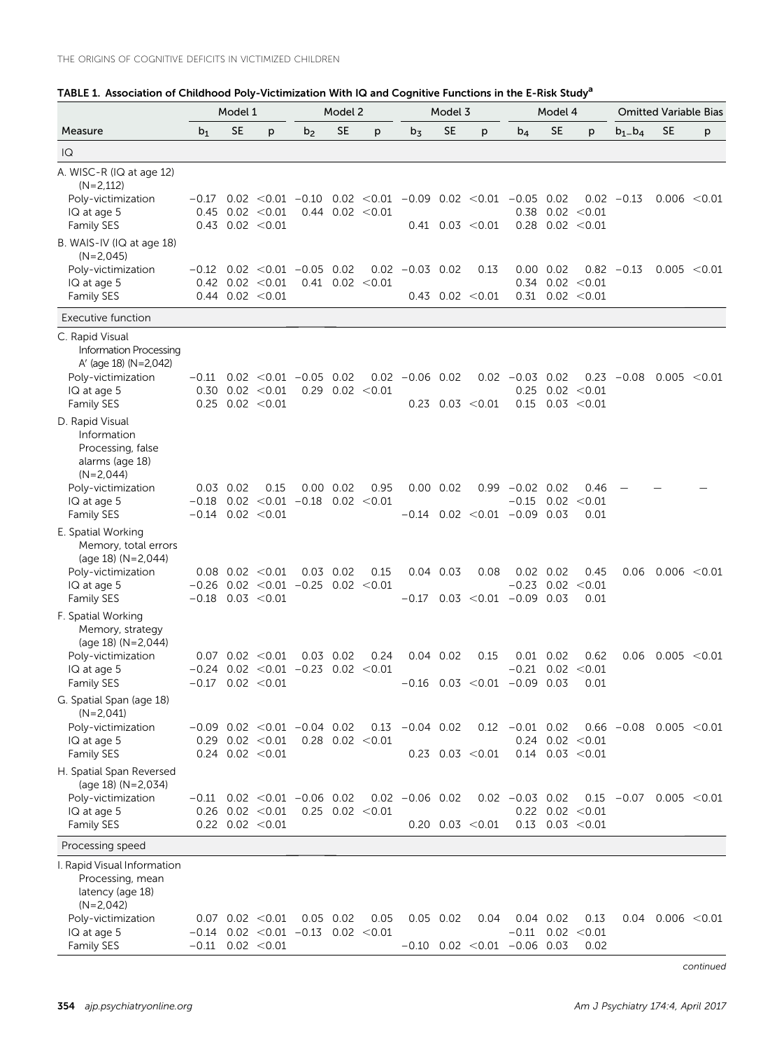**TABLE 1. Association of Childhood Poly-Victimization With IQ and Cognitive Functions in the E-Risk Study[a]**

| | Model 1 | | | Model 2 | | | Model 3 | | | Model 4 | | | Omitted Variable Bias | | |
|---|---|---|---|---|---|---|---|---|---|---|---|---|---|---|---|
| Measure | $b_1$ | SE | p | $b_2$ | SE | p | $b_3$ | SE | p | $b_4$ | SE | p | $b_1 – b_4$ | SE | p |
| **IQ** | | | | | | | | | | | | | | | |
| A. WISC-R (IQ at age 12) (N=2,112) | | | | | | | | | | | | | | | |
| Poly-victimization | −0.17 | 0.02 | <0.01 | −0.10 | 0.02 | <0.01 | −0.09 | 0.02 | <0.01 | −0.05 | 0.02 | 0.02 | −0.13 | 0.006 | <0.01 |
| IQ at age 5 | 0.45 | 0.02 | <0.01 | 0.44 | 0.02 | <0.01 | | | | 0.38 | 0.02 | <0.01 | | | |
| Family SES | 0.43 | 0.02 | <0.01 | | | | 0.41 | 0.03 | <0.01 | 0.28 | 0.02 | <0.01 | | | |
| B. WAIS-IV (IQ at age 18) (N=2,045) | | | | | | | | | | | | | | | |
| Poly-victimization | −0.12 | 0.02 | <0.01 | −0.05 | 0.02 | 0.02 | −0.03 | 0.02 | 0.13 | 0.00 | 0.02 | 0.82 | −0.13 | 0.005 | <0.01 |
| IQ at age 5 | 0.42 | 0.02 | <0.01 | 0.41 | 0.02 | <0.01 | | | | 0.34 | 0.02 | <0.01 | | | |
| Family SES | 0.44 | 0.02 | <0.01 | | | | 0.43 | 0.02 | <0.01 | 0.31 | 0.02 | <0.01 | | | |
| **Executive function** | | | | | | | | | | | | | | | |
| C. Rapid Visual Information Processing A′ (age 18) (N=2,042) | | | | | | | | | | | | | | | |
| Poly-victimization | −0.11 | 0.02 | <0.01 | −0.05 | 0.02 | 0.02 | −0.06 | 0.02 | 0.02 | −0.03 | 0.02 | 0.23 | −0.08 | 0.005 | <0.01 |
| IQ at age 5 | 0.30 | 0.02 | <0.01 | 0.29 | 0.02 | <0.01 | | | | 0.25 | 0.02 | <0.01 | | | |
| Family SES | 0.25 | 0.02 | <0.01 | | | | 0.23 | 0.03 | <0.01 | 0.15 | 0.03 | <0.01 | | | |
| D. Rapid Visual Information Processing, false alarms (age 18) (N=2,044) | | | | | | | | | | | | | | | |
| Poly-victimization | 0.03 | 0.02 | 0.15 | 0.00 | 0.02 | 0.95 | 0.00 | 0.02 | 0.99 | −0.02 | 0.02 | 0.46 | — | — | — |
| IQ at age 5 | −0.18 | 0.02 | <0.01 | −0.18 | 0.02 | <0.01 | | | | −0.15 | 0.02 | <0.01 | | | |
| Family SES | −0.14 | 0.02 | <0.01 | | | | −0.14 | 0.02 | <0.01 | −0.09 | 0.03 | 0.01 | | | |
| E. Spatial Working Memory, total errors (age 18) (N=2,044) | | | | | | | | | | | | | | | |
| Poly-victimization | 0.08 | 0.02 | <0.01 | 0.03 | 0.02 | 0.15 | 0.04 | 0.03 | 0.08 | 0.02 | 0.02 | 0.45 | 0.06 | 0.006 | <0.01 |
| IQ at age 5 | −0.26 | 0.02 | <0.01 | −0.25 | 0.02 | <0.01 | | | | −0.23 | 0.02 | <0.01 | | | |
| Family SES | −0.18 | 0.03 | <0.01 | | | | −0.17 | 0.03 | <0.01 | −0.09 | 0.03 | 0.01 | | | |
| F. Spatial Working Memory, strategy (age 18) (N=2,044) | | | | | | | | | | | | | | | |
| Poly-victimization | 0.07 | 0.02 | <0.01 | 0.03 | 0.02 | 0.24 | 0.04 | 0.02 | 0.15 | 0.01 | 0.02 | 0.62 | 0.06 | 0.005 | <0.01 |
| IQ at age 5 | −0.24 | 0.02 | <0.01 | −0.23 | 0.02 | <0.01 | | | | −0.21 | 0.02 | <0.01 | | | |
| Family SES | −0.17 | 0.02 | <0.01 | | | | −0.16 | 0.03 | <0.01 | −0.09 | 0.03 | 0.01 | | | |
| G. Spatial Span (age 18) (N=2,041) | | | | | | | | | | | | | | | |
| Poly-victimization | −0.09 | 0.02 | <0.01 | −0.04 | 0.02 | 0.13 | −0.04 | 0.02 | 0.12 | −0.01 | 0.02 | 0.66 | −0.08 | 0.005 | <0.01 |
| IQ at age 5 | 0.29 | 0.02 | <0.01 | 0.28 | 0.02 | <0.01 | | | | 0.24 | 0.02 | <0.01 | | | |
| Family SES | 0.24 | 0.02 | <0.01 | | | | 0.23 | 0.03 | <0.01 | 0.14 | 0.03 | <0.01 | | | |
| H. Spatial Span Reversed (age 18) (N=2,034) | | | | | | | | | | | | | | | |
| Poly-victimization | −0.11 | 0.02 | <0.01 | −0.06 | 0.02 | 0.02 | −0.06 | 0.02 | 0.02 | −0.03 | 0.02 | 0.15 | −0.07 | 0.005 | <0.01 |
| IQ at age 5 | 0.26 | 0.02 | <0.01 | 0.25 | 0.02 | <0.01 | | | | 0.22 | 0.02 | <0.01 | | | |
| Family SES | 0.22 | 0.02 | <0.01 | | | | 0.20 | 0.03 | <0.01 | 0.13 | 0.03 | <0.01 | | | |
| **Processing speed** | | | | | | | | | | | | | | | |
| I. Rapid Visual Information Processing, mean latency (age 18) (N=2,042) | | | | | | | | | | | | | | | |
| Poly-victimization | 0.07 | 0.02 | <0.01 | 0.05 | 0.02 | 0.05 | 0.05 | 0.02 | 0.04 | 0.04 | 0.02 | 0.13 | 0.04 | 0.006 | <0.01 |
| IQ at age 5 | −0.14 | 0.02 | <0.01 | −0.13 | 0.02 | <0.01 | | | | −0.11 | 0.02 | <0.01 | | | |
| Family SES | −0.11 | 0.02 | <0.01 | | | | −0.10 | 0.02 | <0.01 | −0.06 | 0.03 | 0.02 | | | |

*continued*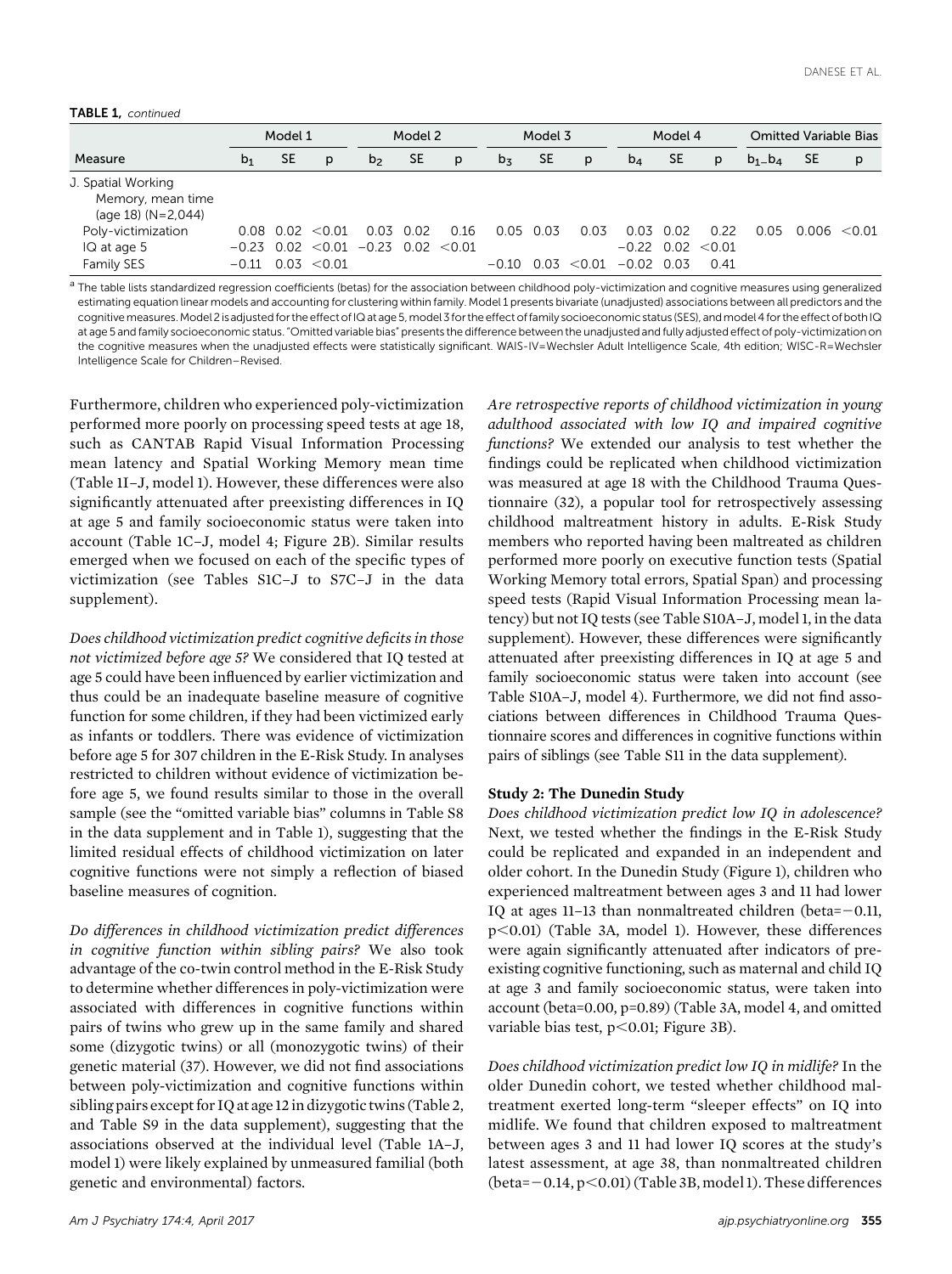**TABLE 1,** *continued*

| Measure | Model 1 | | | Model 2 | | | Model 3 | | | Model 4 | | | Omitted Variable Bias | | |
|---|---|---|---|---|---|---|---|---|---|---|---|---|---|---|---|
| | $b_1$ | SE | p | $b_2$ | SE | p | $b_3$ | SE | p | $b_4$ | SE | p | $b_1–b_4$ | SE | p |
| J. Spatial Working Memory, mean time (age 18) (N=2,044) | | | | | | | | | | | | | | | |
| Poly-victimization | 0.08 | 0.02 | <0.01 | 0.03 | 0.02 | 0.16 | 0.05 | 0.03 | 0.03 | 0.03 | 0.02 | 0.22 | 0.05 | 0.006 | <0.01 |
| IQ at age 5 | −0.23 | 0.02 | <0.01 | −0.23 | 0.02 | <0.01 | | | | −0.22 | 0.02 | <0.01 | | | |
| Family SES | −0.11 | 0.03 | <0.01 | | | | −0.10 | 0.03 | <0.01 | −0.02 | 0.03 | 0.41 | | | |

[a] The table lists standardized regression coefficients (betas) for the association between childhood poly-victimization and cognitive measures using generalized estimating equation linear models and accounting for clustering within family. Model 1 presents bivariate (unadjusted) associations between all predictors and the cognitive measures. Model 2 is adjusted for the effect of IQ at age 5, model 3 for the effect of family socioeconomic status (SES), and model 4 for the effect of both IQ at age 5 and family socioeconomic status. "Omitted variable bias" presents the difference between the unadjusted and fully adjusted effect of poly-victimization on the cognitive measures when the unadjusted effects were statistically significant. WAIS-IV=Wechsler Adult Intelligence Scale, 4th edition; WISC-R=Wechsler Intelligence Scale for Children–Revised.

Furthermore, children who experienced poly-victimization performed more poorly on processing speed tests at age 18, such as CANTAB Rapid Visual Information Processing mean latency and Spatial Working Memory mean time (Table 1I–J, model 1). However, these differences were also significantly attenuated after preexisting differences in IQ at age 5 and family socioeconomic status were taken into account (Table 1C–J, model 4; Figure 2B). Similar results emerged when we focused on each of the specific types of victimization (see Tables S1C–J to S7C–J in the data supplement).

*Does childhood victimization predict cognitive deficits in those not victimized before age 5?* We considered that IQ tested at age 5 could have been influenced by earlier victimization and thus could be an inadequate baseline measure of cognitive function for some children, if they had been victimized early as infants or toddlers. There was evidence of victimization before age 5 for 307 children in the E-Risk Study. In analyses restricted to children without evidence of victimization before age 5, we found results similar to those in the overall sample (see the "omitted variable bias" columns in Table S8 in the data supplement and in Table 1), suggesting that the limited residual effects of childhood victimization on later cognitive functions were not simply a reflection of biased baseline measures of cognition.

*Do differences in childhood victimization predict differences in cognitive function within sibling pairs?* We also took advantage of the co-twin control method in the E-Risk Study to determine whether differences in poly-victimization were associated with differences in cognitive functions within pairs of twins who grew up in the same family and shared some (dizygotic twins) or all (monozygotic twins) of their genetic material (37). However, we did not find associations between poly-victimization and cognitive functions within sibling pairs except for IQ at age 12 in dizygotic twins (Table 2, and Table S9 in the data supplement), suggesting that the associations observed at the individual level (Table 1A–J, model 1) were likely explained by unmeasured familial (both genetic and environmental) factors.

*Are retrospective reports of childhood victimization in young adulthood associated with low IQ and impaired cognitive functions?* We extended our analysis to test whether the findings could be replicated when childhood victimization was measured at age 18 with the Childhood Trauma Questionnaire (32), a popular tool for retrospectively assessing childhood maltreatment history in adults. E-Risk Study members who reported having been maltreated as children performed more poorly on executive function tests (Spatial Working Memory total errors, Spatial Span) and processing speed tests (Rapid Visual Information Processing mean latency) but not IQ tests (see Table S10A–J, model 1, in the data supplement). However, these differences were significantly attenuated after preexisting differences in IQ at age 5 and family socioeconomic status were taken into account (see Table S10A–J, model 4). Furthermore, we did not find associations between differences in Childhood Trauma Questionnaire scores and differences in cognitive functions within pairs of siblings (see Table S11 in the data supplement).

### Study 2: The Dunedin Study

*Does childhood victimization predict low IQ in adolescence?* Next, we tested whether the findings in the E-Risk Study could be replicated and expanded in an independent and older cohort. In the Dunedin Study (Figure 1), children who experienced maltreatment between ages 3 and 11 had lower IQ at ages 11–13 than nonmaltreated children (beta=−0.11, $p<0.01$) (Table 3A, model 1). However, these differences were again significantly attenuated after indicators of preexisting cognitive functioning, such as maternal and child IQ at age 3 and family socioeconomic status, were taken into account (beta=0.00, p=0.89) (Table 3A, model 4, and omitted variable bias test, $p<0.01$; Figure 3B).

*Does childhood victimization predict low IQ in midlife?* In the older Dunedin cohort, we tested whether childhood maltreatment exerted long-term "sleeper effects" on IQ into midlife. We found that children exposed to maltreatment between ages 3 and 11 had lower IQ scores at the study's latest assessment, at age 38, than nonmaltreated children (beta=−0.14, $p<0.01$) (Table 3B, model 1). These differences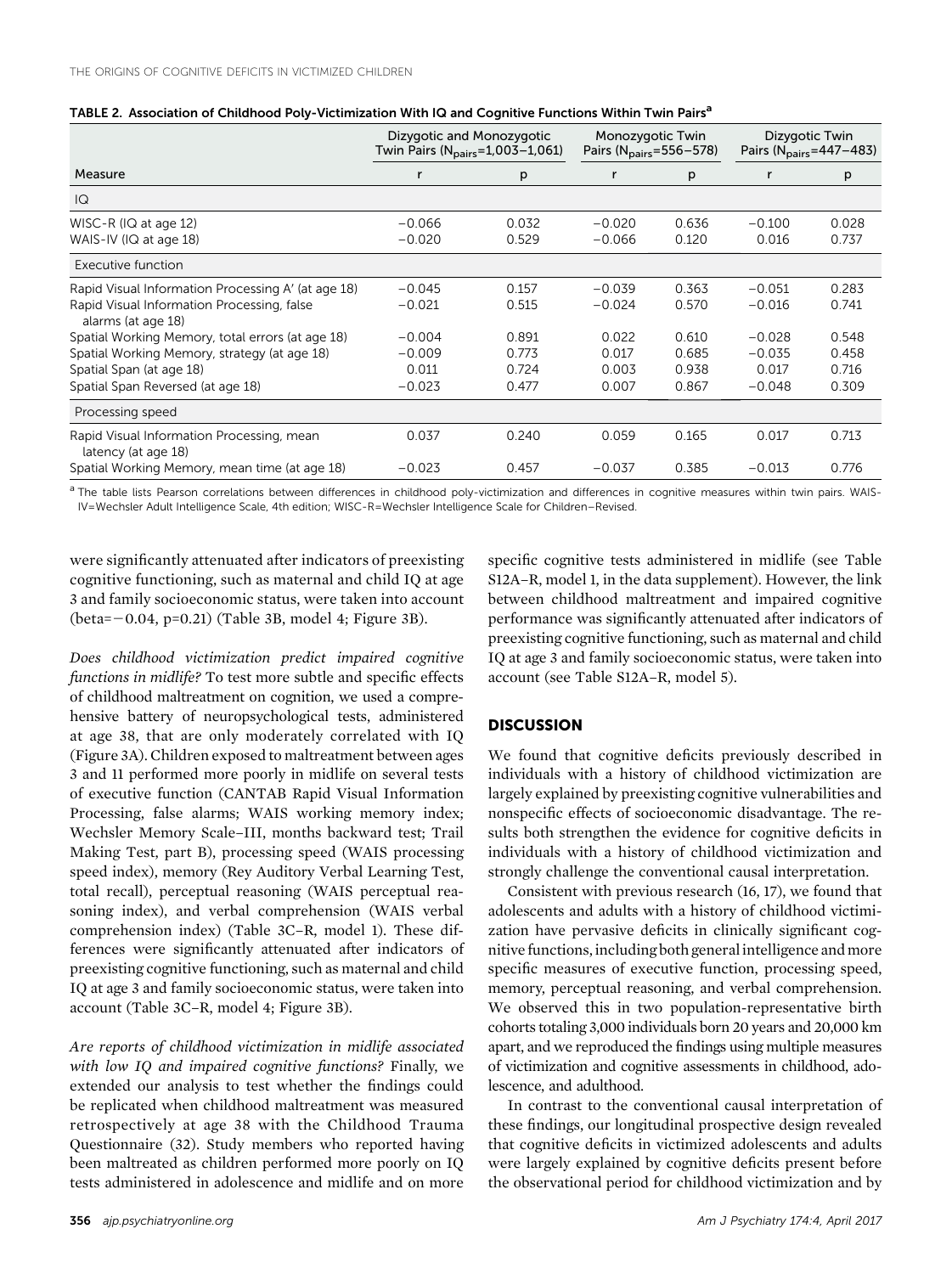TABLE 2. Association of Childhood Poly-Victimization With IQ and Cognitive Functions Within Twin Pairs[a]

| Measure | Dizygotic and Monozygotic Twin Pairs ($N_{pairs}$=1,003–1,061) | | Monozygotic Twin Pairs ($N_{pairs}$=556–578) | | Dizygotic Twin Pairs ($N_{pairs}$=447–483) | |
|---|---|---|---|---|---|---|
| | r | p | r | p | r | p |
| IQ | | | | | | |
| WISC-R (IQ at age 12) | −0.066 | 0.032 | −0.020 | 0.636 | −0.100 | 0.028 |
| WAIS-IV (IQ at age 18) | −0.020 | 0.529 | −0.066 | 0.120 | 0.016 | 0.737 |
| Executive function | | | | | | |
| Rapid Visual Information Processing A′ (at age 18) | −0.045 | 0.157 | −0.039 | 0.363 | −0.051 | 0.283 |
| Rapid Visual Information Processing, false alarms (at age 18) | −0.021 | 0.515 | −0.024 | 0.570 | −0.016 | 0.741 |
| Spatial Working Memory, total errors (at age 18) | −0.004 | 0.891 | 0.022 | 0.610 | −0.028 | 0.548 |
| Spatial Working Memory, strategy (at age 18) | −0.009 | 0.773 | 0.017 | 0.685 | −0.035 | 0.458 |
| Spatial Span (at age 18) | 0.011 | 0.724 | 0.003 | 0.938 | 0.017 | 0.716 |
| Spatial Span Reversed (at age 18) | −0.023 | 0.477 | 0.007 | 0.867 | −0.048 | 0.309 |
| Processing speed | | | | | | |
| Rapid Visual Information Processing, mean latency (at age 18) | 0.037 | 0.240 | 0.059 | 0.165 | 0.017 | 0.713 |
| Spatial Working Memory, mean time (at age 18) | −0.023 | 0.457 | −0.037 | 0.385 | −0.013 | 0.776 |

[a] The table lists Pearson correlations between differences in childhood poly-victimization and differences in cognitive measures within twin pairs. WAIS-IV=Wechsler Adult Intelligence Scale, 4th edition; WISC-R=Wechsler Intelligence Scale for Children–Revised.

were significantly attenuated after indicators of preexisting cognitive functioning, such as maternal and child IQ at age 3 and family socioeconomic status, were taken into account (beta=−0.04, p=0.21) (Table 3B, model 4; Figure 3B).

*Does childhood victimization predict impaired cognitive functions in midlife?* To test more subtle and specific effects of childhood maltreatment on cognition, we used a comprehensive battery of neuropsychological tests, administered at age 38, that are only moderately correlated with IQ (Figure 3A). Children exposed to maltreatment between ages 3 and 11 performed more poorly in midlife on several tests of executive function (CANTAB Rapid Visual Information Processing, false alarms; WAIS working memory index; Wechsler Memory Scale–III, months backward test; Trail Making Test, part B), processing speed (WAIS processing speed index), memory (Rey Auditory Verbal Learning Test, total recall), perceptual reasoning (WAIS perceptual reasoning index), and verbal comprehension (WAIS verbal comprehension index) (Table 3C–R, model 1). These differences were significantly attenuated after indicators of preexisting cognitive functioning, such as maternal and child IQ at age 3 and family socioeconomic status, were taken into account (Table 3C–R, model 4; Figure 3B).

*Are reports of childhood victimization in midlife associated with low IQ and impaired cognitive functions?* Finally, we extended our analysis to test whether the findings could be replicated when childhood maltreatment was measured retrospectively at age 38 with the Childhood Trauma Questionnaire (32). Study members who reported having been maltreated as children performed more poorly on IQ tests administered in adolescence and midlife and on more specific cognitive tests administered in midlife (see Table S12A–R, model 1, in the data supplement). However, the link between childhood maltreatment and impaired cognitive performance was significantly attenuated after indicators of preexisting cognitive functioning, such as maternal and child IQ at age 3 and family socioeconomic status, were taken into account (see Table S12A–R, model 5).

## DISCUSSION

We found that cognitive deficits previously described in individuals with a history of childhood victimization are largely explained by preexisting cognitive vulnerabilities and nonspecific effects of socioeconomic disadvantage. The results both strengthen the evidence for cognitive deficits in individuals with a history of childhood victimization and strongly challenge the conventional causal interpretation.

Consistent with previous research (16, 17), we found that adolescents and adults with a history of childhood victimization have pervasive deficits in clinically significant cognitive functions, including both general intelligence and more specific measures of executive function, processing speed, memory, perceptual reasoning, and verbal comprehension. We observed this in two population-representative birth cohorts totaling 3,000 individuals born 20 years and 20,000 km apart, and we reproduced the findings using multiple measures of victimization and cognitive assessments in childhood, adolescence, and adulthood.

In contrast to the conventional causal interpretation of these findings, our longitudinal prospective design revealed that cognitive deficits in victimized adolescents and adults were largely explained by cognitive deficits present before the observational period for childhood victimization and by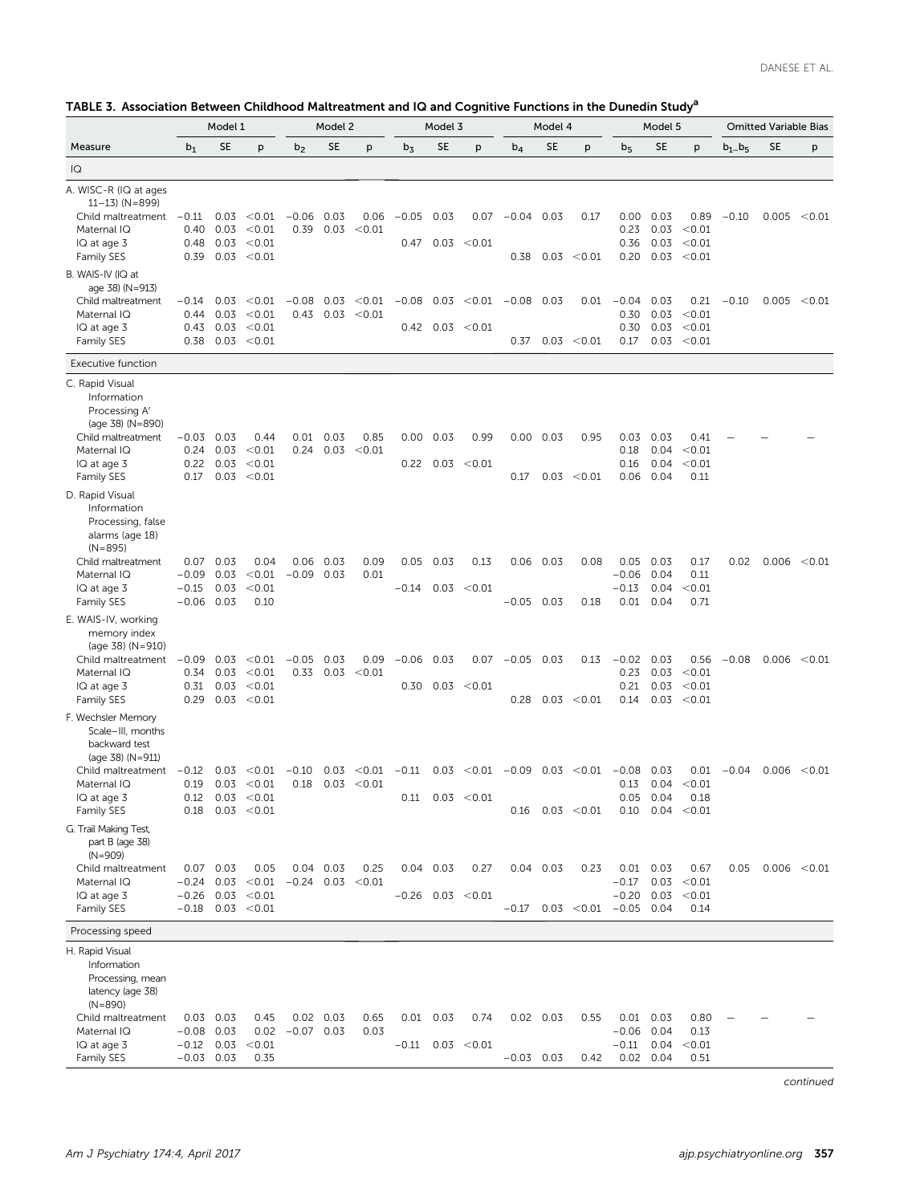**TABLE 3. Association Between Childhood Maltreatment and IQ and Cognitive Functions in the Dunedin Study[a]**

| | Model 1 | | | Model 2 | | | Model 3 | | | Model 4 | | | Model 5 | | | Omitted Variable Bias | | |
|---|---|---|---|---|---|---|---|---|---|---|---|---|---|---|---|---|---|---|
| Measure | $b_1$ | SE | p | $b_2$ | SE | p | $b_3$ | SE | p | $b_4$ | SE | p | $b_5$ | SE | p | $b_1$–$b_5$ | SE | p |
| **IQ** | | | | | | | | | | | | | | | | | | |
| A. WISC-R (IQ at ages 11–13) (N=899) | | | | | | | | | | | | | | | | | | |
| Child maltreatment | −0.11 | 0.03 | <0.01 | −0.06 | 0.03 | 0.06 | −0.05 | 0.03 | 0.07 | −0.04 | 0.03 | 0.17 | 0.00 | 0.03 | 0.89 | −0.10 | 0.005 | <0.01 |
| Maternal IQ | 0.40 | 0.03 | <0.01 | 0.39 | 0.03 | <0.01 | | | | | | | 0.23 | 0.03 | <0.01 | | | |
| IQ at age 3 | 0.48 | 0.03 | <0.01 | | | | 0.47 | 0.03 | <0.01 | | | | 0.36 | 0.03 | <0.01 | | | |
| Family SES | 0.39 | 0.03 | <0.01 | | | | | | | 0.38 | 0.03 | <0.01 | 0.20 | 0.03 | <0.01 | | | |
| B. WAIS-IV (IQ at age 38) (N=913) | | | | | | | | | | | | | | | | | | |
| Child maltreatment | −0.14 | 0.03 | <0.01 | −0.08 | 0.03 | <0.01 | −0.08 | 0.03 | <0.01 | −0.08 | 0.03 | 0.01 | −0.04 | 0.03 | 0.21 | −0.10 | 0.005 | <0.01 |
| Maternal IQ | 0.44 | 0.03 | <0.01 | 0.43 | 0.03 | <0.01 | | | | | | | 0.30 | 0.03 | <0.01 | | | |
| IQ at age 3 | 0.43 | 0.03 | <0.01 | | | | 0.42 | 0.03 | <0.01 | | | | 0.30 | 0.03 | <0.01 | | | |
| Family SES | 0.38 | 0.03 | <0.01 | | | | | | | 0.37 | 0.03 | <0.01 | 0.17 | 0.03 | <0.01 | | | |
| **Executive function** | | | | | | | | | | | | | | | | | | |
| C. Rapid Visual Information Processing A′ (age 38) (N=890) | | | | | | | | | | | | | | | | | | |
| Child maltreatment | −0.03 | 0.03 | 0.44 | 0.01 | 0.03 | 0.85 | 0.00 | 0.03 | 0.99 | 0.00 | 0.03 | 0.95 | 0.03 | 0.03 | 0.41 | – | – | – |
| Maternal IQ | 0.24 | 0.03 | <0.01 | 0.24 | 0.03 | <0.01 | | | | | | | 0.18 | 0.04 | <0.01 | | | |
| IQ at age 3 | 0.22 | 0.03 | <0.01 | | | | 0.22 | 0.03 | <0.01 | | | | 0.16 | 0.04 | <0.01 | | | |
| Family SES | 0.17 | 0.03 | <0.01 | | | | | | | 0.17 | 0.03 | <0.01 | 0.06 | 0.04 | 0.11 | | | |
| D. Rapid Visual Information Processing, false alarms (age 18) (N=895) | | | | | | | | | | | | | | | | | | |
| Child maltreatment | 0.07 | 0.03 | 0.04 | 0.06 | 0.03 | 0.09 | 0.05 | 0.03 | 0.13 | 0.06 | 0.03 | 0.08 | 0.05 | 0.03 | 0.17 | 0.02 | 0.006 | <0.01 |
| Maternal IQ | −0.09 | 0.03 | <0.01 | −0.09 | 0.03 | 0.01 | | | | | | | −0.06 | 0.04 | 0.11 | | | |
| IQ at age 3 | −0.15 | 0.03 | <0.01 | | | | −0.14 | 0.03 | <0.01 | | | | −0.13 | 0.04 | <0.01 | | | |
| Family SES | −0.06 | 0.03 | 0.10 | | | | | | | −0.05 | 0.03 | 0.18 | 0.01 | 0.04 | 0.71 | | | |
| E. WAIS-IV, working memory index (age 38) (N=910) | | | | | | | | | | | | | | | | | | |
| Child maltreatment | −0.09 | 0.03 | <0.01 | −0.05 | 0.03 | 0.09 | −0.06 | 0.03 | 0.07 | −0.05 | 0.03 | 0.13 | −0.02 | 0.03 | 0.56 | −0.08 | 0.006 | <0.01 |
| Maternal IQ | 0.34 | 0.03 | <0.01 | 0.33 | 0.03 | <0.01 | | | | | | | 0.23 | 0.03 | <0.01 | | | |
| IQ at age 3 | 0.31 | 0.03 | <0.01 | | | | 0.30 | 0.03 | <0.01 | | | | 0.21 | 0.03 | <0.01 | | | |
| Family SES | 0.29 | 0.03 | <0.01 | | | | | | | 0.28 | 0.03 | <0.01 | 0.14 | 0.03 | <0.01 | | | |
| F. Wechsler Memory Scale–III, months backward test (age 38) (N=911) | | | | | | | | | | | | | | | | | | |
| Child maltreatment | −0.12 | 0.03 | <0.01 | −0.10 | 0.03 | <0.01 | −0.11 | 0.03 | <0.01 | −0.09 | 0.03 | <0.01 | −0.08 | 0.03 | 0.01 | −0.04 | 0.006 | <0.01 |
| Maternal IQ | 0.19 | 0.03 | <0.01 | 0.18 | 0.03 | <0.01 | | | | | | | 0.13 | 0.04 | <0.01 | | | |
| IQ at age 3 | 0.12 | 0.03 | <0.01 | | | | 0.11 | 0.03 | <0.01 | | | | 0.05 | 0.04 | 0.18 | | | |
| Family SES | 0.18 | 0.03 | <0.01 | | | | | | | 0.16 | 0.03 | <0.01 | 0.10 | 0.04 | <0.01 | | | |
| G. Trail Making Test, part B (age 38) (N=909) | | | | | | | | | | | | | | | | | | |
| Child maltreatment | 0.07 | 0.03 | 0.05 | 0.04 | 0.03 | 0.25 | 0.04 | 0.03 | 0.27 | 0.04 | 0.03 | 0.23 | 0.01 | 0.03 | 0.67 | 0.05 | 0.006 | <0.01 |
| Maternal IQ | −0.24 | 0.03 | <0.01 | −0.24 | 0.03 | <0.01 | | | | | | | −0.17 | 0.03 | <0.01 | | | |
| IQ at age 3 | −0.26 | 0.03 | <0.01 | | | | −0.26 | 0.03 | <0.01 | | | | −0.20 | 0.03 | <0.01 | | | |
| Family SES | −0.18 | 0.03 | <0.01 | | | | | | | −0.17 | 0.03 | <0.01 | −0.05 | 0.04 | 0.14 | | | |
| **Processing speed** | | | | | | | | | | | | | | | | | | |
| H. Rapid Visual Information Processing, mean latency (age 38) (N=890) | | | | | | | | | | | | | | | | | | |
| Child maltreatment | 0.03 | 0.03 | 0.45 | 0.02 | 0.03 | 0.65 | 0.01 | 0.03 | 0.74 | 0.02 | 0.03 | 0.55 | 0.01 | 0.03 | 0.80 | – | – | – |
| Maternal IQ | −0.08 | 0.03 | 0.02 | −0.07 | 0.03 | 0.03 | | | | | | | −0.06 | 0.04 | 0.13 | | | |
| IQ at age 3 | −0.12 | 0.03 | <0.01 | | | | −0.11 | 0.03 | <0.01 | | | | −0.11 | 0.04 | <0.01 | | | |
| Family SES | −0.03 | 0.03 | 0.35 | | | | | | | −0.03 | 0.03 | 0.42 | 0.02 | 0.04 | 0.51 | | | |

*continued*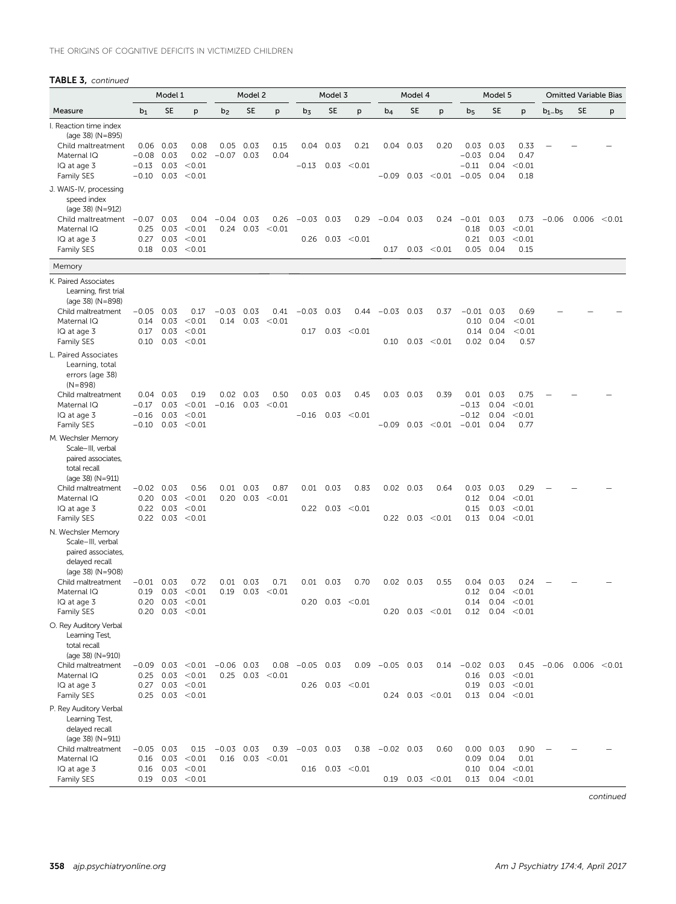**TABLE 3,** *continued*

| Measure | Model 1 | | | Model 2 | | | Model 3 | | | Model 4 | | | Model 5 | | | Omitted Variable Bias | | |
|---|---|---|---|---|---|---|---|---|---|---|---|---|---|---|---|---|---|---|
| | $b_1$ | SE | p | $b_2$ | SE | p | $b_3$ | SE | p | $b_4$ | SE | p | $b_5$ | SE | p | $b_1$–$b_5$ | SE | p |
| I. Reaction time index (age 38) (N=895) | | | | | | | | | | | | | | | | | | |
| Child maltreatment | 0.06 | 0.03 | 0.08 | 0.05 | 0.03 | 0.15 | 0.04 | 0.03 | 0.21 | 0.04 | 0.03 | 0.20 | 0.03 | 0.03 | 0.33 | — | — | — |
| Maternal IQ | −0.08 | 0.03 | 0.02 | −0.07 | 0.03 | 0.04 | | | | | | | −0.03 | 0.04 | 0.47 | | | |
| IQ at age 3 | −0.13 | 0.03 | <0.01 | | | | −0.13 | 0.03 | <0.01 | | | | −0.11 | 0.04 | <0.01 | | | |
| Family SES | −0.10 | 0.03 | <0.01 | | | | | | | −0.09 | 0.03 | <0.01 | −0.05 | 0.04 | 0.18 | | | |
| J. WAIS-IV, processing speed index (age 38) (N=912) | | | | | | | | | | | | | | | | | | |
| Child maltreatment | −0.07 | 0.03 | 0.04 | −0.04 | 0.03 | 0.26 | −0.03 | 0.03 | 0.29 | −0.04 | 0.03 | 0.24 | −0.01 | 0.03 | 0.73 | −0.06 | 0.006 | <0.01 |
| Maternal IQ | 0.25 | 0.03 | <0.01 | 0.24 | 0.03 | <0.01 | | | | | | | 0.18 | 0.03 | <0.01 | | | |
| IQ at age 3 | 0.27 | 0.03 | <0.01 | | | | 0.26 | 0.03 | <0.01 | | | | 0.21 | 0.03 | <0.01 | | | |
| Family SES | 0.18 | 0.03 | <0.01 | | | | | | | 0.17 | 0.03 | <0.01 | 0.05 | 0.04 | 0.15 | | | |
| **Memory** | | | | | | | | | | | | | | | | | | |
| K. Paired Associates Learning, first trial (age 38) (N=898) | | | | | | | | | | | | | | | | | | |
| Child maltreatment | −0.05 | 0.03 | 0.17 | −0.03 | 0.03 | 0.41 | −0.03 | 0.03 | 0.44 | −0.03 | 0.03 | 0.37 | −0.01 | 0.03 | 0.69 | — | — | — |
| Maternal IQ | 0.14 | 0.03 | <0.01 | 0.14 | 0.03 | <0.01 | | | | | | | 0.10 | 0.04 | <0.01 | | | |
| IQ at age 3 | 0.17 | 0.03 | <0.01 | | | | 0.17 | 0.03 | <0.01 | | | | 0.14 | 0.04 | <0.01 | | | |
| Family SES | 0.10 | 0.03 | <0.01 | | | | | | | 0.10 | 0.03 | <0.01 | 0.02 | 0.04 | 0.57 | | | |
| L. Paired Associates Learning, total errors (age 38) (N=898) | | | | | | | | | | | | | | | | | | |
| Child maltreatment | 0.04 | 0.03 | 0.19 | 0.02 | 0.03 | 0.50 | 0.03 | 0.03 | 0.45 | 0.03 | 0.03 | 0.39 | 0.01 | 0.03 | 0.75 | — | — | — |
| Maternal IQ | −0.17 | 0.03 | <0.01 | −0.16 | 0.03 | <0.01 | | | | | | | −0.13 | 0.04 | <0.01 | | | |
| IQ at age 3 | −0.16 | 0.03 | <0.01 | | | | −0.16 | 0.03 | <0.01 | | | | −0.12 | 0.04 | <0.01 | | | |
| Family SES | −0.10 | 0.03 | <0.01 | | | | | | | −0.09 | 0.03 | <0.01 | −0.01 | 0.04 | 0.77 | | | |
| M. Wechsler Memory Scale–III, verbal paired associates, total recall (age 38) (N=911) | | | | | | | | | | | | | | | | | | |
| Child maltreatment | −0.02 | 0.03 | 0.56 | 0.01 | 0.03 | 0.87 | 0.01 | 0.03 | 0.83 | 0.02 | 0.03 | 0.64 | 0.03 | 0.03 | 0.29 | — | — | — |
| Maternal IQ | 0.20 | 0.03 | <0.01 | 0.20 | 0.03 | <0.01 | | | | | | | 0.12 | 0.04 | <0.01 | | | |
| IQ at age 3 | 0.22 | 0.03 | <0.01 | | | | 0.22 | 0.03 | <0.01 | | | | 0.15 | 0.03 | <0.01 | | | |
| Family SES | 0.22 | 0.03 | <0.01 | | | | | | | 0.22 | 0.03 | <0.01 | 0.13 | 0.04 | <0.01 | | | |
| N. Wechsler Memory Scale–III, verbal paired associates, delayed recall (age 38) (N=908) | | | | | | | | | | | | | | | | | | |
| Child maltreatment | −0.01 | 0.03 | 0.72 | 0.01 | 0.03 | 0.71 | 0.01 | 0.03 | 0.70 | 0.02 | 0.03 | 0.55 | 0.04 | 0.03 | 0.24 | — | — | — |
| Maternal IQ | 0.19 | 0.03 | <0.01 | 0.19 | 0.03 | <0.01 | | | | | | | 0.12 | 0.04 | <0.01 | | | |
| IQ at age 3 | 0.20 | 0.03 | <0.01 | | | | 0.20 | 0.03 | <0.01 | | | | 0.14 | 0.04 | <0.01 | | | |
| Family SES | 0.20 | 0.03 | <0.01 | | | | | | | 0.20 | 0.03 | <0.01 | 0.12 | 0.04 | <0.01 | | | |
| O. Rey Auditory Verbal Learning Test, total recall (age 38) (N=910) | | | | | | | | | | | | | | | | | | |
| Child maltreatment | −0.09 | 0.03 | <0.01 | −0.06 | 0.03 | 0.08 | −0.05 | 0.03 | 0.09 | −0.05 | 0.03 | 0.14 | −0.02 | 0.03 | 0.45 | −0.06 | 0.006 | <0.01 |
| Maternal IQ | 0.25 | 0.03 | <0.01 | 0.25 | 0.03 | <0.01 | | | | | | | 0.16 | 0.03 | <0.01 | | | |
| IQ at age 3 | 0.27 | 0.03 | <0.01 | | | | 0.26 | 0.03 | <0.01 | | | | 0.19 | 0.03 | <0.01 | | | |
| Family SES | 0.25 | 0.03 | <0.01 | | | | | | | 0.24 | 0.03 | <0.01 | 0.13 | 0.04 | <0.01 | | | |
| P. Rey Auditory Verbal Learning Test, delayed recall (age 38) (N=911) | | | | | | | | | | | | | | | | | | |
| Child maltreatment | −0.05 | 0.03 | 0.15 | −0.03 | 0.03 | 0.39 | −0.03 | 0.03 | 0.38 | −0.02 | 0.03 | 0.60 | 0.00 | 0.03 | 0.90 | — | — | — |
| Maternal IQ | 0.16 | 0.03 | <0.01 | 0.16 | 0.03 | <0.01 | | | | | | | 0.09 | 0.04 | 0.01 | | | |
| IQ at age 3 | 0.16 | 0.03 | <0.01 | | | | 0.16 | 0.03 | <0.01 | | | | 0.10 | 0.04 | <0.01 | | | |
| Family SES | 0.19 | 0.03 | <0.01 | | | | | | | 0.19 | 0.03 | <0.01 | 0.13 | 0.04 | <0.01 | | | |

*continued*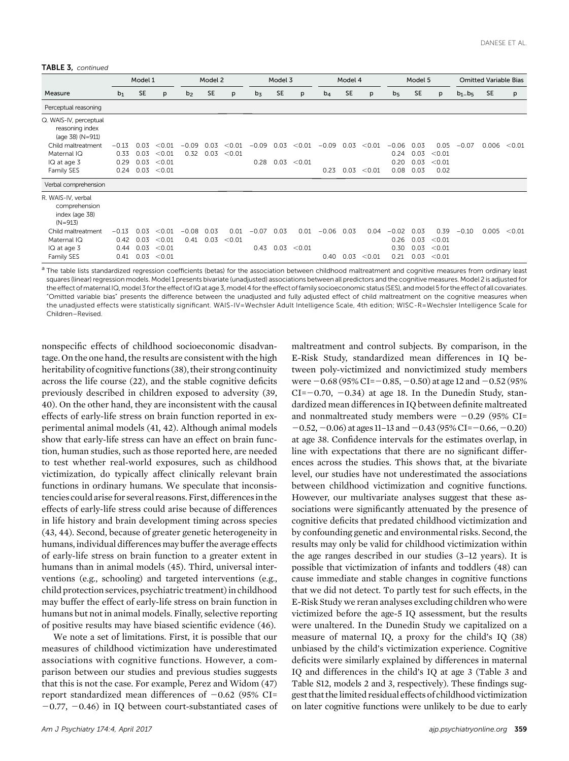**TABLE 3, continued**

| | Model 1 | | | Model 2 | | | Model 3 | | | Model 4 | | | Model 5 | | | Omitted Variable Bias | | |
|---|---|---|---|---|---|---|---|---|---|---|---|---|---|---|---|---|---|---|
| Measure | $b_1$ | SE | p | $b_2$ | SE | p | $b_3$ | SE | p | $b_4$ | SE | p | $b_5$ | SE | p | $b_1$–$b_5$ | SE | p |
| Perceptual reasoning | | | | | | | | | | | | | | | | | | |
| Q. WAIS-IV, perceptual reasoning index (age 38) (N=911) | | | | | | | | | | | | | | | | | | |
| Child maltreatment | −0.13 | 0.03 | <0.01 | −0.09 | 0.03 | <0.01 | −0.09 | 0.03 | <0.01 | −0.09 | 0.03 | <0.01 | −0.06 | 0.03 | 0.05 | −0.07 | 0.006 | <0.01 |
| Maternal IQ | 0.33 | 0.03 | <0.01 | 0.32 | 0.03 | <0.01 | | | | | | | 0.24 | 0.03 | <0.01 | | | |
| IQ at age 3 | 0.29 | 0.03 | <0.01 | | | | 0.28 | 0.03 | <0.01 | | | | 0.20 | 0.03 | <0.01 | | | |
| Family SES | 0.24 | 0.03 | <0.01 | | | | | | | 0.23 | 0.03 | <0.01 | 0.08 | 0.03 | 0.02 | | | |
| Verbal comprehension | | | | | | | | | | | | | | | | | | |
| R. WAIS-IV, verbal comprehension index (age 38) (N=913) | | | | | | | | | | | | | | | | | | |
| Child maltreatment | −0.13 | 0.03 | <0.01 | −0.08 | 0.03 | 0.01 | −0.07 | 0.03 | 0.01 | −0.06 | 0.03 | 0.04 | −0.02 | 0.03 | 0.39 | −0.10 | 0.005 | <0.01 |
| Maternal IQ | 0.42 | 0.03 | <0.01 | 0.41 | 0.03 | <0.01 | | | | | | | 0.26 | 0.03 | <0.01 | | | |
| IQ at age 3 | 0.44 | 0.03 | <0.01 | | | | 0.43 | 0.03 | <0.01 | | | | 0.30 | 0.03 | <0.01 | | | |
| Family SES | 0.41 | 0.03 | <0.01 | | | | | | | 0.40 | 0.03 | <0.01 | 0.21 | 0.03 | <0.01 | | | |

[a] The table lists standardized regression coefficients (betas) for the association between childhood maltreatment and cognitive measures from ordinary least squares (linear) regression models. Model 1 presents bivariate (unadjusted) associations between all predictors and the cognitive measures. Model 2 is adjusted for the effect of maternal IQ, model 3 for the effect of IQ at age 3, model 4 for the effect of family socioeconomic status (SES), and model 5 for the effect of all covariates. "Omitted variable bias" presents the difference between the unadjusted and fully adjusted effect of child maltreatment on the cognitive measures when the unadjusted effects were statistically significant. WAIS-IV=Wechsler Adult Intelligence Scale, 4th edition; WISC-R=Wechsler Intelligence Scale for Children–Revised.

nonspecific effects of childhood socioeconomic disadvantage. On the one hand, the results are consistent with the high heritability of cognitive functions (38), their strong continuity across the life course (22), and the stable cognitive deficits previously described in children exposed to adversity (39, 40). On the other hand, they are inconsistent with the causal effects of early-life stress on brain function reported in experimental animal models (41, 42). Although animal models show that early-life stress can have an effect on brain function, human studies, such as those reported here, are needed to test whether real-world exposures, such as childhood victimization, do typically affect clinically relevant brain functions in ordinary humans. We speculate that inconsistencies could arise for several reasons. First, differences in the effects of early-life stress could arise because of differences in life history and brain development timing across species (43, 44). Second, because of greater genetic heterogeneity in humans, individual differences may buffer the average effects of early-life stress on brain function to a greater extent in humans than in animal models (45). Third, universal interventions (e.g., schooling) and targeted interventions (e.g., child protection services, psychiatric treatment) in childhood may buffer the effect of early-life stress on brain function in humans but not in animal models. Finally, selective reporting of positive results may have biased scientific evidence (46).

We note a set of limitations. First, it is possible that our measures of childhood victimization have underestimated associations with cognitive functions. However, a comparison between our studies and previous studies suggests that this is not the case. For example, Perez and Widom (47) report standardized mean differences of −0.62 (95% CI=−0.77, −0.46) in IQ between court-substantiated cases of maltreatment and control subjects. By comparison, in the E-Risk Study, standardized mean differences in IQ between poly-victimized and nonvictimized study members were −0.68 (95% CI=−0.85, −0.50) at age 12 and −0.52 (95% CI=−0.70, −0.34) at age 18. In the Dunedin Study, standardized mean differences in IQ between definite maltreated and nonmaltreated study members were −0.29 (95% CI=−0.52, −0.06) at ages 11–13 and −0.43 (95% CI=−0.66, −0.20) at age 38. Confidence intervals for the estimates overlap, in line with expectations that there are no significant differences across the studies. This shows that, at the bivariate level, our studies have not underestimated the associations between childhood victimization and cognitive functions. However, our multivariate analyses suggest that these associations were significantly attenuated by the presence of cognitive deficits that predated childhood victimization and by confounding genetic and environmental risks. Second, the results may only be valid for childhood victimization within the age ranges described in our studies (3–12 years). It is possible that victimization of infants and toddlers (48) can cause immediate and stable changes in cognitive functions that we did not detect. To partly test for such effects, in the E-Risk Study we reran analyses excluding children who were victimized before the age-5 IQ assessment, but the results were unaltered. In the Dunedin Study we capitalized on a measure of maternal IQ, a proxy for the child's IQ (38) unbiased by the child's victimization experience. Cognitive deficits were similarly explained by differences in maternal IQ and differences in the child's IQ at age 3 (Table 3 and Table S12, models 2 and 3, respectively). These findings suggest that the limited residual effects of childhood victimization on later cognitive functions were unlikely to be due to early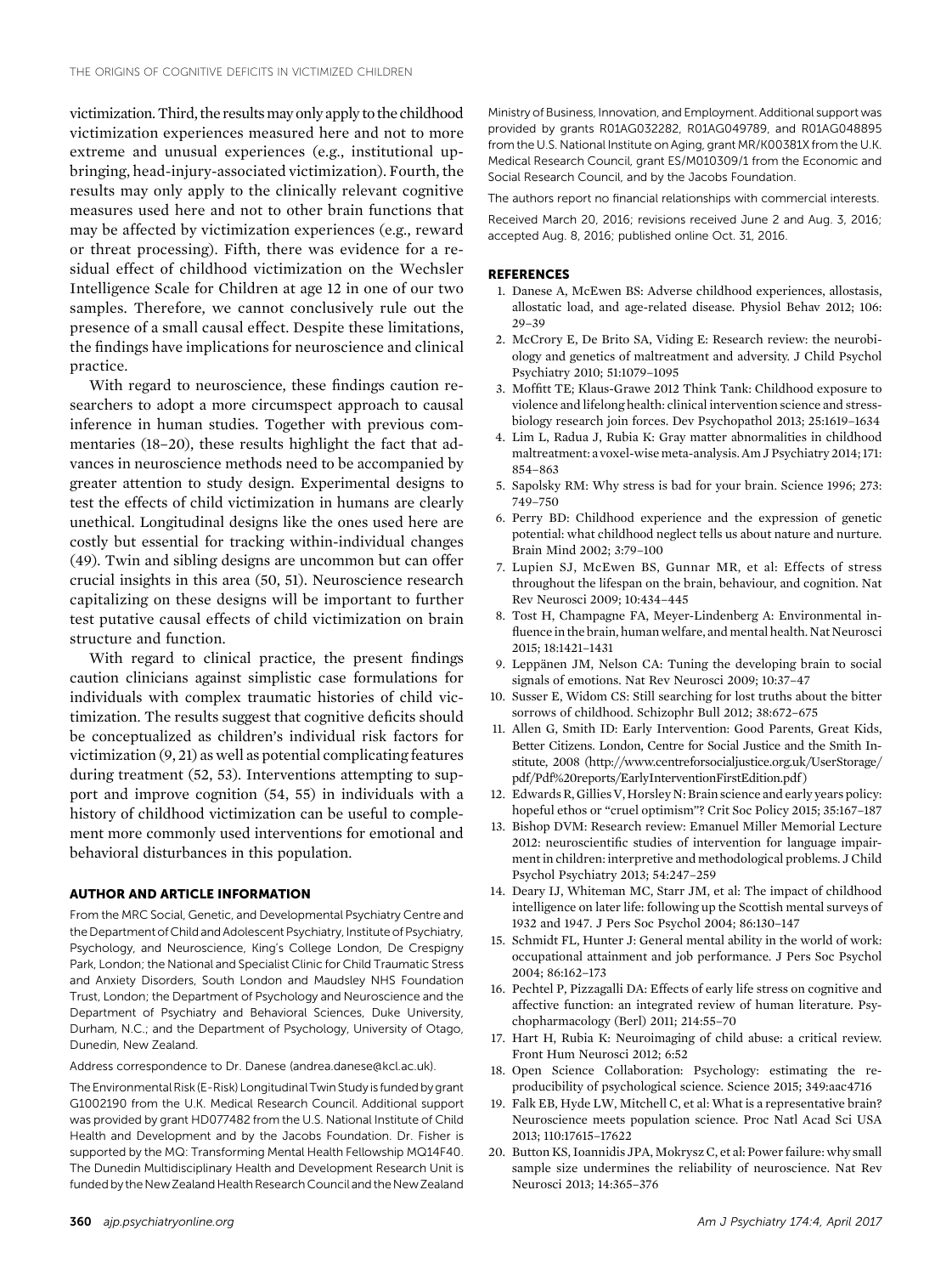victimization. Third, the results may only apply to the childhood victimization experiences measured here and not to more extreme and unusual experiences (e.g., institutional upbringing, head-injury-associated victimization). Fourth, the results may only apply to the clinically relevant cognitive measures used here and not to other brain functions that may be affected by victimization experiences (e.g., reward or threat processing). Fifth, there was evidence for a residual effect of childhood victimization on the Wechsler Intelligence Scale for Children at age 12 in one of our two samples. Therefore, we cannot conclusively rule out the presence of a small causal effect. Despite these limitations, the findings have implications for neuroscience and clinical practice.

With regard to neuroscience, these findings caution researchers to adopt a more circumspect approach to causal inference in human studies. Together with previous commentaries (18–20), these results highlight the fact that advances in neuroscience methods need to be accompanied by greater attention to study design. Experimental designs to test the effects of child victimization in humans are clearly unethical. Longitudinal designs like the ones used here are costly but essential for tracking within-individual changes (49). Twin and sibling designs are uncommon but can offer crucial insights in this area (50, 51). Neuroscience research capitalizing on these designs will be important to further test putative causal effects of child victimization on brain structure and function.

With regard to clinical practice, the present findings caution clinicians against simplistic case formulations for individuals with complex traumatic histories of child victimization. The results suggest that cognitive deficits should be conceptualized as children's individual risk factors for victimization (9, 21) as well as potential complicating features during treatment (52, 53). Interventions attempting to support and improve cognition (54, 55) in individuals with a history of childhood victimization can be useful to complement more commonly used interventions for emotional and behavioral disturbances in this population.

## AUTHOR AND ARTICLE INFORMATION

From the MRC Social, Genetic, and Developmental Psychiatry Centre and the Department of Child and Adolescent Psychiatry, Institute of Psychiatry, Psychology, and Neuroscience, King's College London, De Crespigny Park, London; the National and Specialist Clinic for Child Traumatic Stress and Anxiety Disorders, South London and Maudsley NHS Foundation Trust, London; the Department of Psychology and Neuroscience and the Department of Psychiatry and Behavioral Sciences, Duke University, Durham, N.C.; and the Department of Psychology, University of Otago, Dunedin, New Zealand.

Address correspondence to Dr. Danese (andrea.danese@kcl.ac.uk).

The Environmental Risk (E-Risk) Longitudinal Twin Study is funded by grant G1002190 from the U.K. Medical Research Council. Additional support was provided by grant HD077482 from the U.S. National Institute of Child Health and Development and by the Jacobs Foundation. Dr. Fisher is supported by the MQ: Transforming Mental Health Fellowship MQ14F40. The Dunedin Multidisciplinary Health and Development Research Unit is funded by the New Zealand Health Research Council and the New Zealand Ministry of Business, Innovation, and Employment. Additional support was provided by grants R01AG032282, R01AG049789, and R01AG048895 from the U.S. National Institute on Aging, grant MR/K00381X from the U.K. Medical Research Council, grant ES/M010309/1 from the Economic and Social Research Council, and by the Jacobs Foundation.

The authors report no financial relationships with commercial interests.

Received March 20, 2016; revisions received June 2 and Aug. 3, 2016; accepted Aug. 8, 2016; published online Oct. 31, 2016.

## REFERENCES

1. Danese A, McEwen BS: Adverse childhood experiences, allostasis, allostatic load, and age-related disease. Physiol Behav 2012; 106: 29–39
2. McCrory E, De Brito SA, Viding E: Research review: the neurobiology and genetics of maltreatment and adversity. J Child Psychol Psychiatry 2010; 51:1079–1095
3. Moffitt TE; Klaus-Grawe 2012 Think Tank: Childhood exposure to violence and lifelong health: clinical intervention science and stress-biology research join forces. Dev Psychopathol 2013; 25:1619–1634
4. Lim L, Radua J, Rubia K: Gray matter abnormalities in childhood maltreatment: a voxel-wise meta-analysis. Am J Psychiatry 2014; 171: 854–863
5. Sapolsky RM: Why stress is bad for your brain. Science 1996; 273: 749–750
6. Perry BD: Childhood experience and the expression of genetic potential: what childhood neglect tells us about nature and nurture. Brain Mind 2002; 3:79–100
7. Lupien SJ, McEwen BS, Gunnar MR, et al: Effects of stress throughout the lifespan on the brain, behaviour, and cognition. Nat Rev Neurosci 2009; 10:434–445
8. Tost H, Champagne FA, Meyer-Lindenberg A: Environmental influence in the brain, human welfare, and mental health. Nat Neurosci 2015; 18:1421–1431
9. Leppänen JM, Nelson CA: Tuning the developing brain to social signals of emotions. Nat Rev Neurosci 2009; 10:37–47
10. Susser E, Widom CS: Still searching for lost truths about the bitter sorrows of childhood. Schizophr Bull 2012; 38:672–675
11. Allen G, Smith ID: Early Intervention: Good Parents, Great Kids, Better Citizens. London, Centre for Social Justice and the Smith Institute, 2008 (http://www.centreforsocialjustice.org.uk/UserStorage/pdf/Pdf%20reports/EarlyInterventionFirstEdition.pdf)
12. Edwards R, Gillies V, Horsley N: Brain science and early years policy: hopeful ethos or "cruel optimism"? Crit Soc Policy 2015; 35:167–187
13. Bishop DVM: Research review: Emanuel Miller Memorial Lecture 2012: neuroscientific studies of intervention for language impairment in children: interpretive and methodological problems. J Child Psychol Psychiatry 2013; 54:247–259
14. Deary IJ, Whiteman MC, Starr JM, et al: The impact of childhood intelligence on later life: following up the Scottish mental surveys of 1932 and 1947. J Pers Soc Psychol 2004; 86:130–147
15. Schmidt FL, Hunter J: General mental ability in the world of work: occupational attainment and job performance. J Pers Soc Psychol 2004; 86:162–173
16. Pechtel P, Pizzagalli DA: Effects of early life stress on cognitive and affective function: an integrated review of human literature. Psychopharmacology (Berl) 2011; 214:55–70
17. Hart H, Rubia K: Neuroimaging of child abuse: a critical review. Front Hum Neurosci 2012; 6:52
18. Open Science Collaboration: Psychology: estimating the reproducibility of psychological science. Science 2015; 349:aac4716
19. Falk EB, Hyde LW, Mitchell C, et al: What is a representative brain? Neuroscience meets population science. Proc Natl Acad Sci USA 2013; 110:17615–17622
20. Button KS, Ioannidis JPA, Mokrysz C, et al: Power failure: why small sample size undermines the reliability of neuroscience. Nat Rev Neurosci 2013; 14:365–376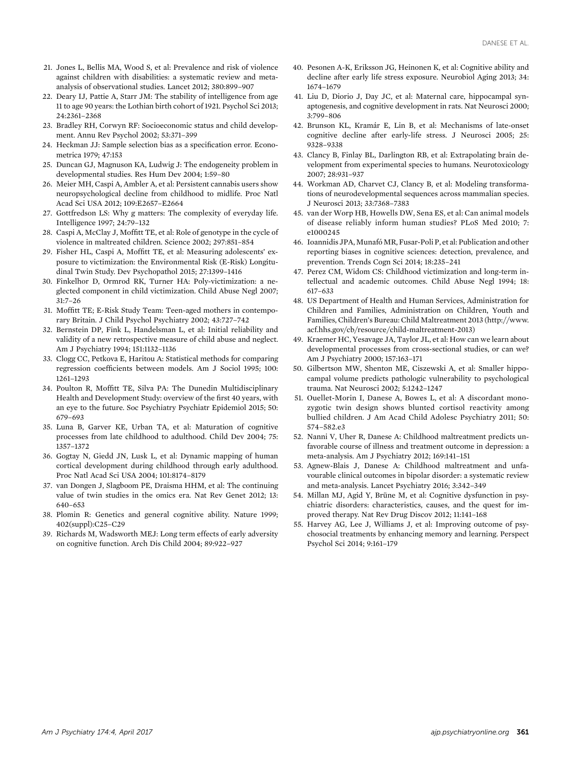21. Jones L, Bellis MA, Wood S, et al: Prevalence and risk of violence against children with disabilities: a systematic review and meta-analysis of observational studies. Lancet 2012; 380:899–907
22. Deary IJ, Pattie A, Starr JM: The stability of intelligence from age 11 to age 90 years: the Lothian birth cohort of 1921. Psychol Sci 2013; 24:2361–2368
23. Bradley RH, Corwyn RF: Socioeconomic status and child development. Annu Rev Psychol 2002; 53:371–399
24. Heckman JJ: Sample selection bias as a specification error. Econometrica 1979; 47:153
25. Duncan GJ, Magnuson KA, Ludwig J: The endogeneity problem in developmental studies. Res Hum Dev 2004; 1:59–80
26. Meier MH, Caspi A, Ambler A, et al: Persistent cannabis users show neuropsychological decline from childhood to midlife. Proc Natl Acad Sci USA 2012; 109:E2657–E2664
27. Gottfredson LS: Why g matters: The complexity of everyday life. Intelligence 1997; 24:79–132
28. Caspi A, McClay J, Moffitt TE, et al: Role of genotype in the cycle of violence in maltreated children. Science 2002; 297:851–854
29. Fisher HL, Caspi A, Moffitt TE, et al: Measuring adolescents' exposure to victimization: the Environmental Risk (E-Risk) Longitudinal Twin Study. Dev Psychopathol 2015; 27:1399–1416
30. Finkelhor D, Ormrod RK, Turner HA: Poly-victimization: a neglected component in child victimization. Child Abuse Negl 2007; 31:7–26
31. Moffitt TE; E-Risk Study Team: Teen-aged mothers in contemporary Britain. J Child Psychol Psychiatry 2002; 43:727–742
32. Bernstein DP, Fink L, Handelsman L, et al: Initial reliability and validity of a new retrospective measure of child abuse and neglect. Am J Psychiatry 1994; 151:1132–1136
33. Clogg CC, Petkova E, Haritou A: Statistical methods for comparing regression coefficients between models. Am J Sociol 1995; 100: 1261–1293
34. Poulton R, Moffitt TE, Silva PA: The Dunedin Multidisciplinary Health and Development Study: overview of the first 40 years, with an eye to the future. Soc Psychiatry Psychiatr Epidemiol 2015; 50: 679–693
35. Luna B, Garver KE, Urban TA, et al: Maturation of cognitive processes from late childhood to adulthood. Child Dev 2004; 75: 1357–1372
36. Gogtay N, Giedd JN, Lusk L, et al: Dynamic mapping of human cortical development during childhood through early adulthood. Proc Natl Acad Sci USA 2004; 101:8174–8179
37. van Dongen J, Slagboom PE, Draisma HHM, et al: The continuing value of twin studies in the omics era. Nat Rev Genet 2012; 13: 640–653
38. Plomin R: Genetics and general cognitive ability. Nature 1999; 402(suppl):C25–C29
39. Richards M, Wadsworth MEJ: Long term effects of early adversity on cognitive function. Arch Dis Child 2004; 89:922–927
40. Pesonen A-K, Eriksson JG, Heinonen K, et al: Cognitive ability and decline after early life stress exposure. Neurobiol Aging 2013; 34: 1674–1679
41. Liu D, Diorio J, Day JC, et al: Maternal care, hippocampal synaptogenesis, and cognitive development in rats. Nat Neurosci 2000; 3:799–806
42. Brunson KL, Kramár E, Lin B, et al: Mechanisms of late-onset cognitive decline after early-life stress. J Neurosci 2005; 25: 9328–9338
43. Clancy B, Finlay BL, Darlington RB, et al: Extrapolating brain development from experimental species to humans. Neurotoxicology 2007; 28:931–937
44. Workman AD, Charvet CJ, Clancy B, et al: Modeling transformations of neurodevelopmental sequences across mammalian species. J Neurosci 2013; 33:7368–7383
45. van der Worp HB, Howells DW, Sena ES, et al: Can animal models of disease reliably inform human studies? PLoS Med 2010; 7: e1000245
46. Ioannidis JPA, Munafó MR, Fusar-Poli P, et al: Publication and other reporting biases in cognitive sciences: detection, prevalence, and prevention. Trends Cogn Sci 2014; 18:235–241
47. Perez CM, Widom CS: Childhood victimization and long-term intellectual and academic outcomes. Child Abuse Negl 1994; 18: 617–633
48. US Department of Health and Human Services, Administration for Children and Families, Administration on Children, Youth and Families, Children's Bureau: Child Maltreatment 2013 (http://www.acf.hhs.gov/cb/resource/child-maltreatment-2013)
49. Kraemer HC, Yesavage JA, Taylor JL, et al: How can we learn about developmental processes from cross-sectional studies, or can we? Am J Psychiatry 2000; 157:163–171
50. Gilbertson MW, Shenton ME, Ciszewski A, et al: Smaller hippocampal volume predicts pathologic vulnerability to psychological trauma. Nat Neurosci 2002; 5:1242–1247
51. Ouellet-Morin I, Danese A, Bowes L, et al: A discordant monozygotic twin design shows blunted cortisol reactivity among bullied children. J Am Acad Child Adolesc Psychiatry 2011; 50: 574–582.e3
52. Nanni V, Uher R, Danese A: Childhood maltreatment predicts unfavorable course of illness and treatment outcome in depression: a meta-analysis. Am J Psychiatry 2012; 169:141–151
53. Agnew-Blais J, Danese A: Childhood maltreatment and unfavourable clinical outcomes in bipolar disorder: a systematic review and meta-analysis. Lancet Psychiatry 2016; 3:342–349
54. Millan MJ, Agid Y, Brüne M, et al: Cognitive dysfunction in psychiatric disorders: characteristics, causes, and the quest for improved therapy. Nat Rev Drug Discov 2012; 11:141–168
55. Harvey AG, Lee J, Williams J, et al: Improving outcome of psychosocial treatments by enhancing memory and learning. Perspect Psychol Sci 2014; 9:161–179